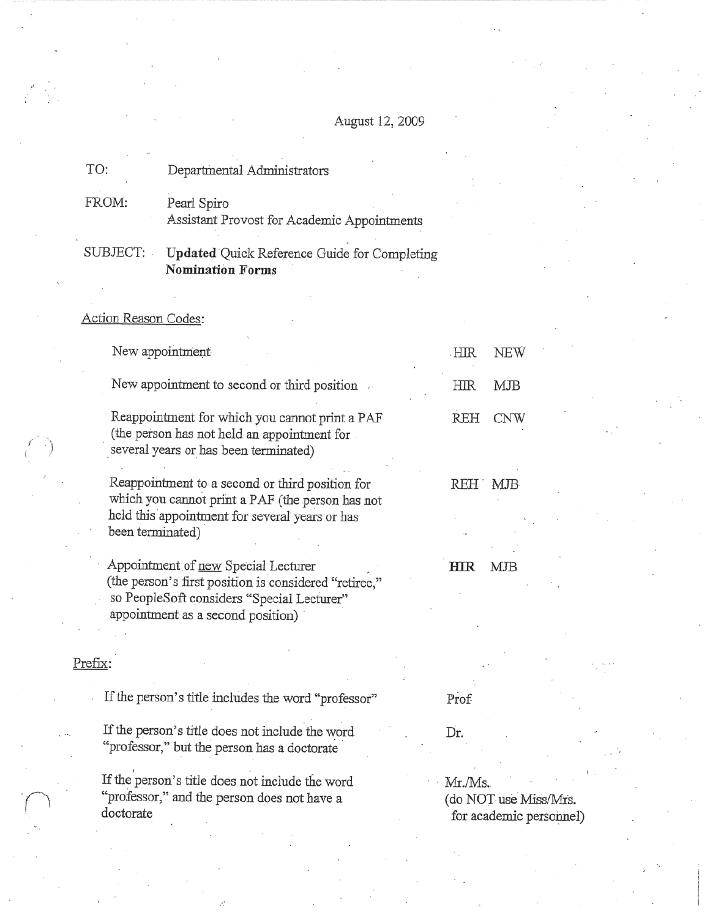August 12, 2009

TO: Departmental Administrators

FROM: Pearl Spiro
Assistant Provost for Academic Appointments

SUBJECT: **Updated** Quick Reference Guide for Completing **Nomination Forms**

Action Reason Codes:

| | | |
|---|---|---|
| New appointment | HIR | NEW |
| New appointment to second or third position | HIR | MJB |
| Reappointment for which you cannot print a PAF (the person has not held an appointment for several years or has been terminated) | REH | CNW |
| Reappointment to a second or third position for which you cannot print a PAF (the person has not held this appointment for several years or has been terminated) | REH | MJB |
| Appointment of <u>new</u> Special Lecturer (the person's first position is considered "retiree," so PeopleSoft considers "Special Lecturer" appointment as a second position) | **HIR** | MJB |

Prefix:

| | |
|---|---|
| If the person's title includes the word "professor" | Prof |
| If the person's title does not include the word "professor," but the person has a doctorate | Dr. |
| If the person's title does not include the word "professor," and the person does not have a doctorate | Mr./Ms. (do NOT use Miss/Mrs. for academic personnel) |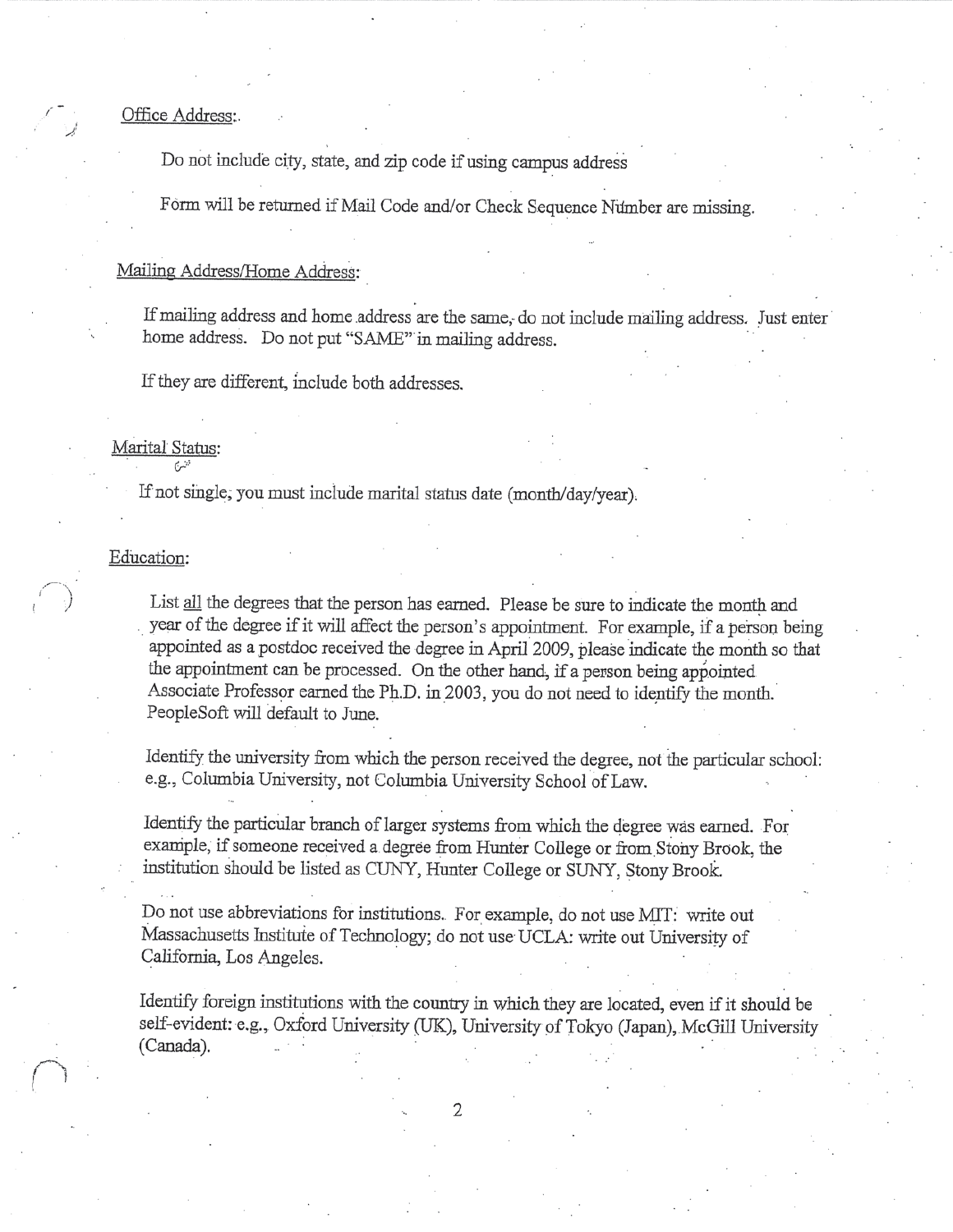Office Address:

Do not include city, state, and zip code if using campus address

Form will be returned if Mail Code and/or Check Sequence Number are missing.

Mailing Address/Home Address:

If mailing address and home address are the same, do not include mailing address. Just enter home address. Do not put "SAME" in mailing address.

If they are different, include both addresses.

Marital Status:

If not single, you must include marital status date (month/day/year).

Education:

List all the degrees that the person has earned. Please be sure to indicate the month and year of the degree if it will affect the person's appointment. For example, if a person being appointed as a postdoc received the degree in April 2009, please indicate the month so that the appointment can be processed. On the other hand, if a person being appointed Associate Professor earned the Ph.D. in 2003, you do not need to identify the month. PeopleSoft will default to June.

Identify the university from which the person received the degree, not the particular school: e.g., Columbia University, not Columbia University School of Law.

Identify the particular branch of larger systems from which the degree was earned. For example, if someone received a degree from Hunter College or from Stony Brook, the institution should be listed as CUNY, Hunter College or SUNY, Stony Brook.

Do not use abbreviations for institutions. For example, do not use MIT: write out Massachusetts Institute of Technology; do not use UCLA: write out University of California, Los Angeles.

Identify foreign institutions with the country in which they are located, even if it should be self-evident: e.g., Oxford University (UK), University of Tokyo (Japan), McGill University (Canada).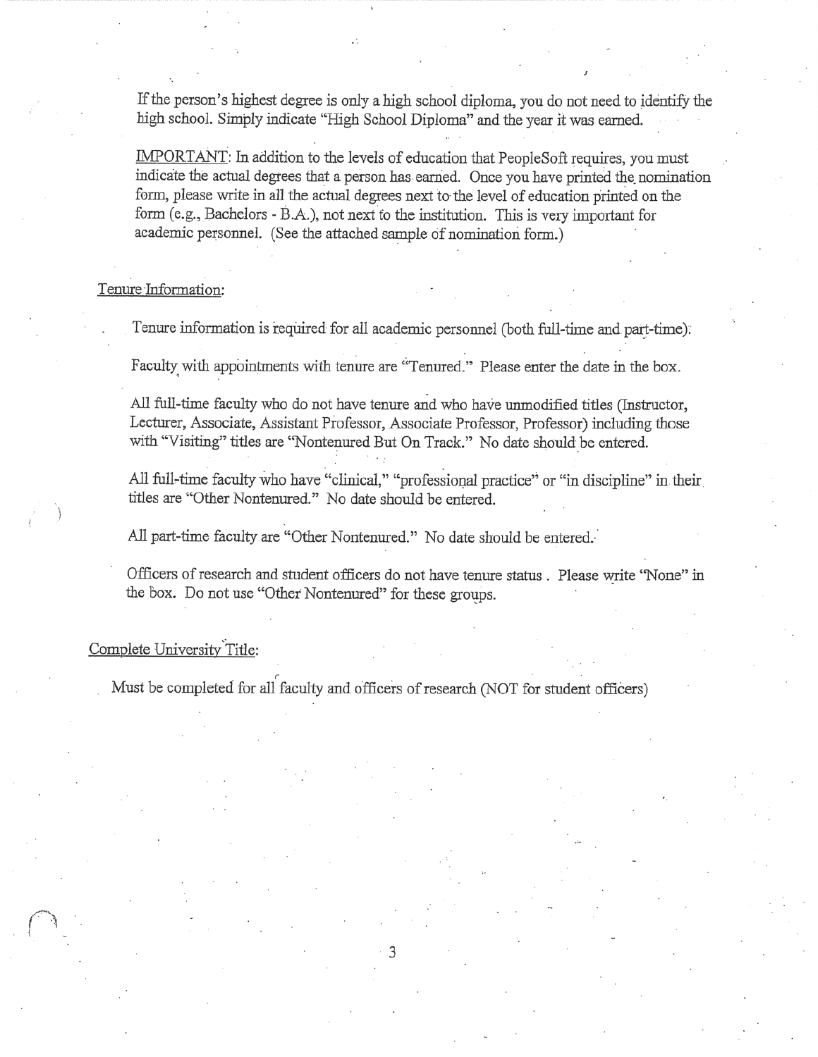If the person's highest degree is only a high school diploma, you do not need to identify the high school. Simply indicate "High School Diploma" and the year it was earned.

IMPORTANT: In addition to the levels of education that PeopleSoft requires, you must indicate the actual degrees that a person has earned. Once you have printed the nomination form, please write in all the actual degrees next to the level of education printed on the form (e.g., Bachelors - B.A.), not next to the institution. This is very important for academic personnel. (See the attached sample of nomination form.)

Tenure Information:

Tenure information is required for all academic personnel (both full-time and part-time).

Faculty with appointments with tenure are "Tenured." Please enter the date in the box.

All full-time faculty who do not have tenure and who have unmodified titles (Instructor, Lecturer, Associate, Assistant Professor, Associate Professor, Professor) including those with "Visiting" titles are "Nontenured But On Track." No date should be entered.

All full-time faculty who have "clinical," "professional practice" or "in discipline" in their titles are "Other Nontenured." No date should be entered.

All part-time faculty are "Other Nontenured." No date should be entered.

Officers of research and student officers do not have tenure status . Please write "None" in the box. Do not use "Other Nontenured" for these groups.

Complete University Title:

Must be completed for all faculty and officers of research (NOT for student officers)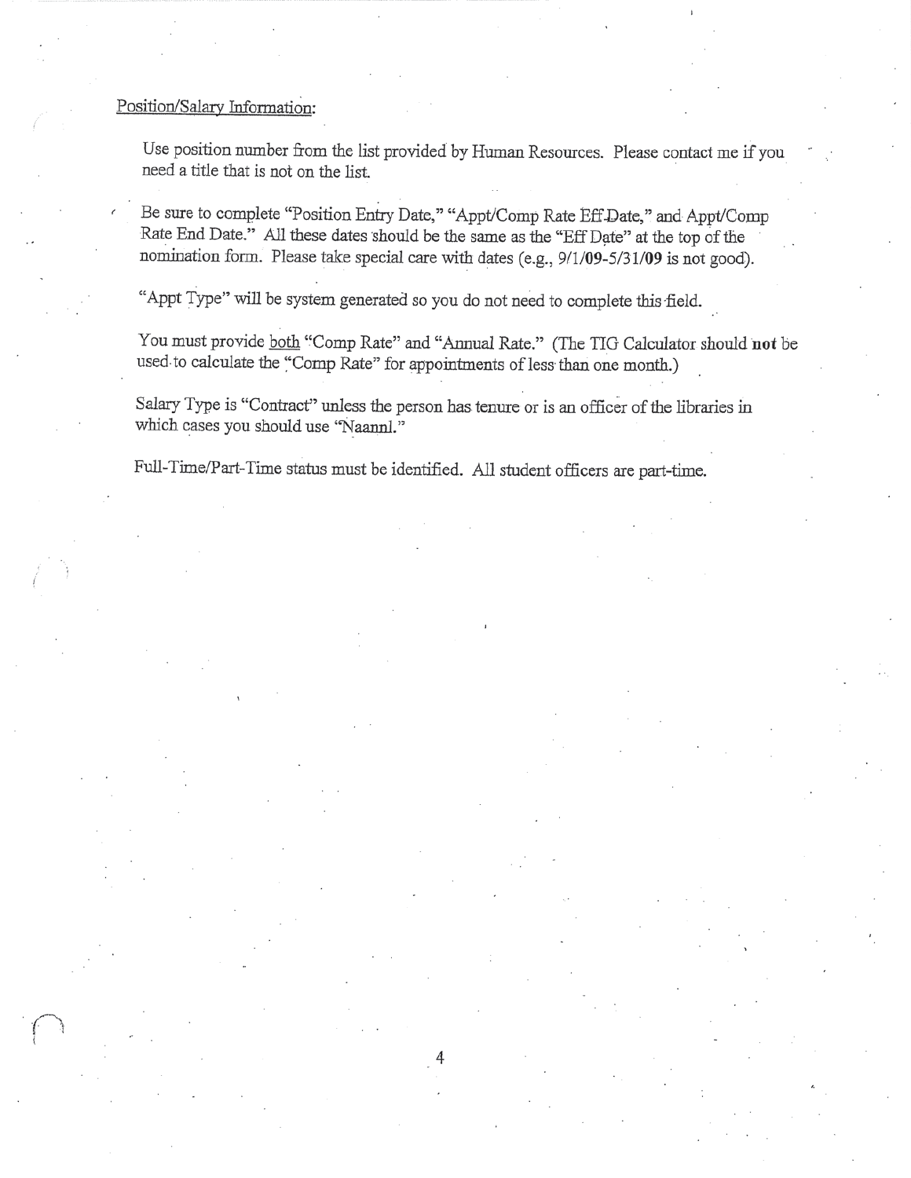Position/Salary Information:

Use position number from the list provided by Human Resources. Please contact me if you need a title that is not on the list.

Be sure to complete "Position Entry Date," "Appt/Comp Rate Eff Date," and Appt/Comp Rate End Date." All these dates should be the same as the "Eff Date" at the top of the nomination form. Please take special care with dates (e.g., 9/1/**09**-5/31/**09** is not good).

"Appt Type" will be system generated so you do not need to complete this field.

You must provide <u>both</u> "Comp Rate" and "Annual Rate." (The TIG Calculator should **not** be used to calculate the "Comp Rate" for appointments of less than one month.)

Salary Type is "Contract" unless the person has tenure or is an officer of the libraries in which cases you should use "Naannl."

Full-Time/Part-Time status must be identified. All student officers are part-time.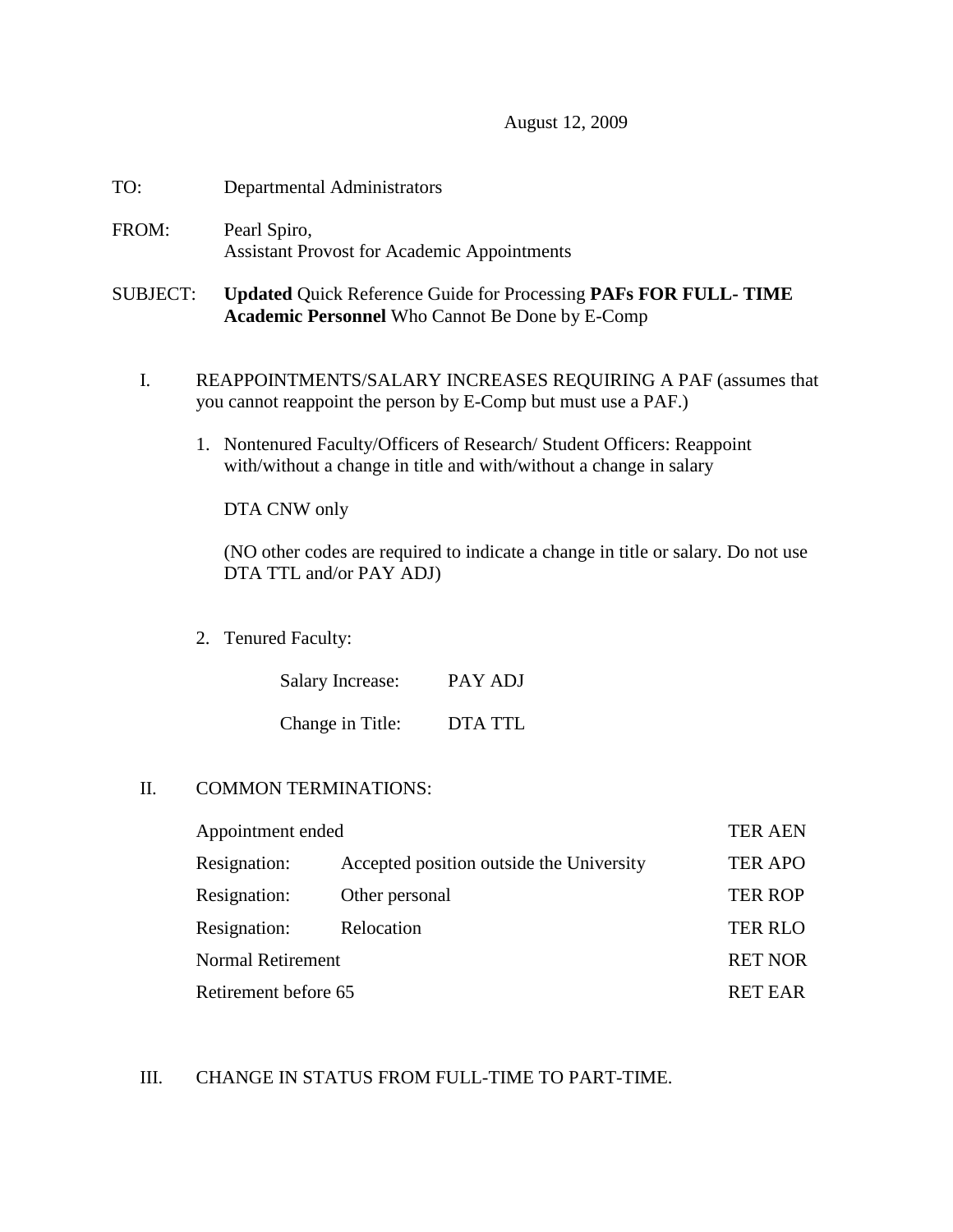August 12, 2009

TO: Departmental Administrators

FROM: Pearl Spiro,
Assistant Provost for Academic Appointments

SUBJECT: **Updated** Quick Reference Guide for Processing **PAFs FOR FULL- TIME Academic Personnel** Who Cannot Be Done by E-Comp

I. REAPPOINTMENTS/SALARY INCREASES REQUIRING A PAF (assumes that you cannot reappoint the person by E-Comp but must use a PAF.)

1. Nontenured Faculty/Officers of Research/ Student Officers: Reappoint with/without a change in title and with/without a change in salary

   DTA CNW only

   (NO other codes are required to indicate a change in title or salary. Do not use DTA TTL and/or PAY ADJ)

2. Tenured Faculty:

   | | |
   |---|---|
   | Salary Increase: | PAY ADJ |
   | Change in Title: | DTA TTL |

II. COMMON TERMINATIONS:

| | | |
|---|---|---|
| Appointment ended | | TER AEN |
| Resignation: | Accepted position outside the University | TER APO |
| Resignation: | Other personal | TER ROP |
| Resignation: | Relocation | TER RLO |
| Normal Retirement | | RET NOR |
| Retirement before 65 | | RET EAR |

III. CHANGE IN STATUS FROM FULL-TIME TO PART-TIME.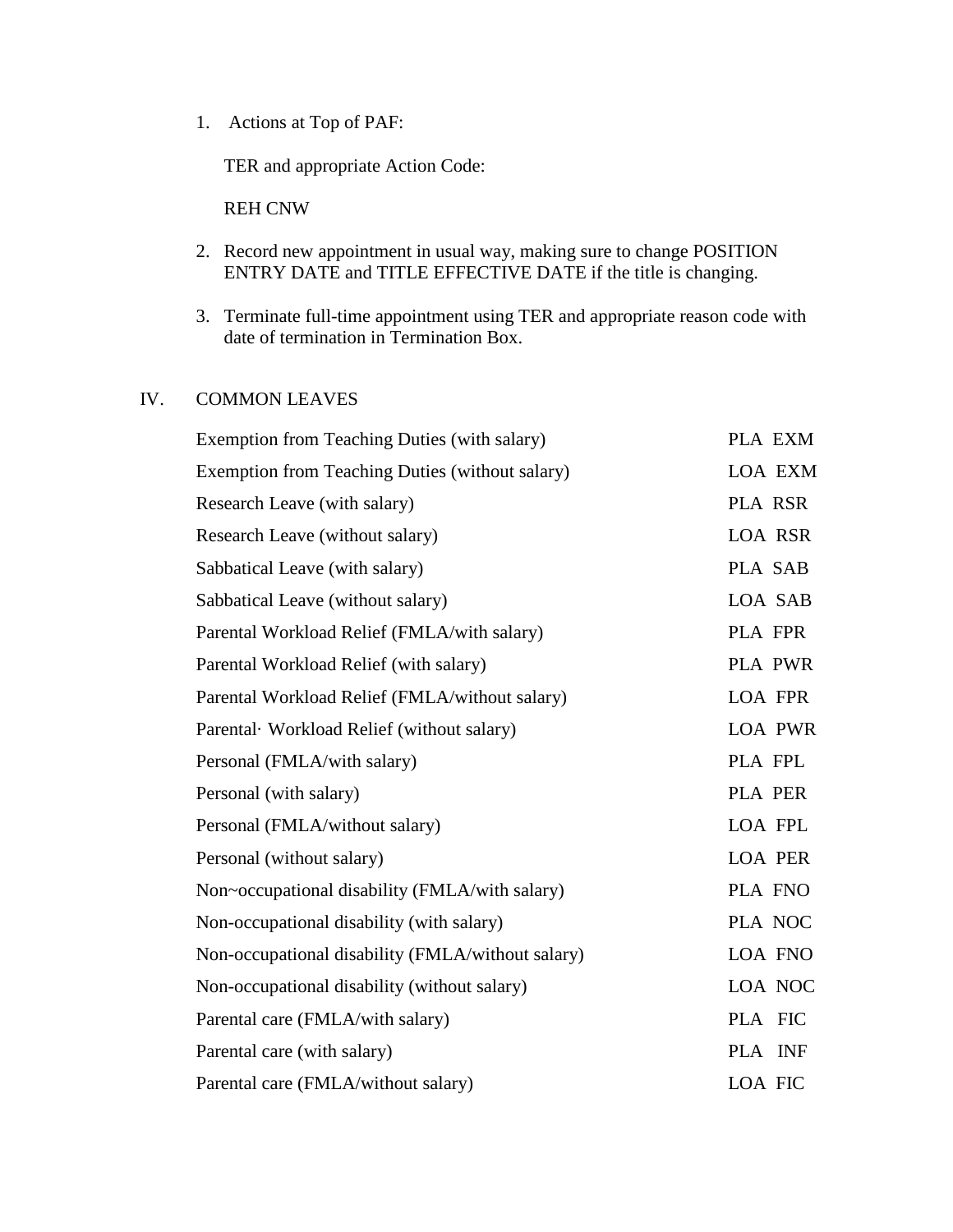1. Actions at Top of PAF:

   TER and appropriate Action Code:

   REH CNW

2. Record new appointment in usual way, making sure to change POSITION ENTRY DATE and TITLE EFFECTIVE DATE if the title is changing.

3. Terminate full-time appointment using TER and appropriate reason code with date of termination in Termination Box.

## IV. COMMON LEAVES

| | |
|---|---|
| Exemption from Teaching Duties (with salary) | PLA EXM |
| Exemption from Teaching Duties (without salary) | LOA EXM |
| Research Leave (with salary) | PLA RSR |
| Research Leave (without salary) | LOA RSR |
| Sabbatical Leave (with salary) | PLA SAB |
| Sabbatical Leave (without salary) | LOA SAB |
| Parental Workload Relief (FMLA/with salary) | PLA FPR |
| Parental Workload Relief (with salary) | PLA PWR |
| Parental Workload Relief (FMLA/without salary) | LOA FPR |
| Parental· Workload Relief (without salary) | LOA PWR |
| Personal (FMLA/with salary) | PLA FPL |
| Personal (with salary) | PLA PER |
| Personal (FMLA/without salary) | LOA FPL |
| Personal (without salary) | LOA PER |
| Non~occupational disability (FMLA/with salary) | PLA FNO |
| Non-occupational disability (with salary) | PLA NOC |
| Non-occupational disability (FMLA/without salary) | LOA FNO |
| Non-occupational disability (without salary) | LOA NOC |
| Parental care (FMLA/with salary) | PLA FIC |
| Parental care (with salary) | PLA INF |
| Parental care (FMLA/without salary) | LOA FIC |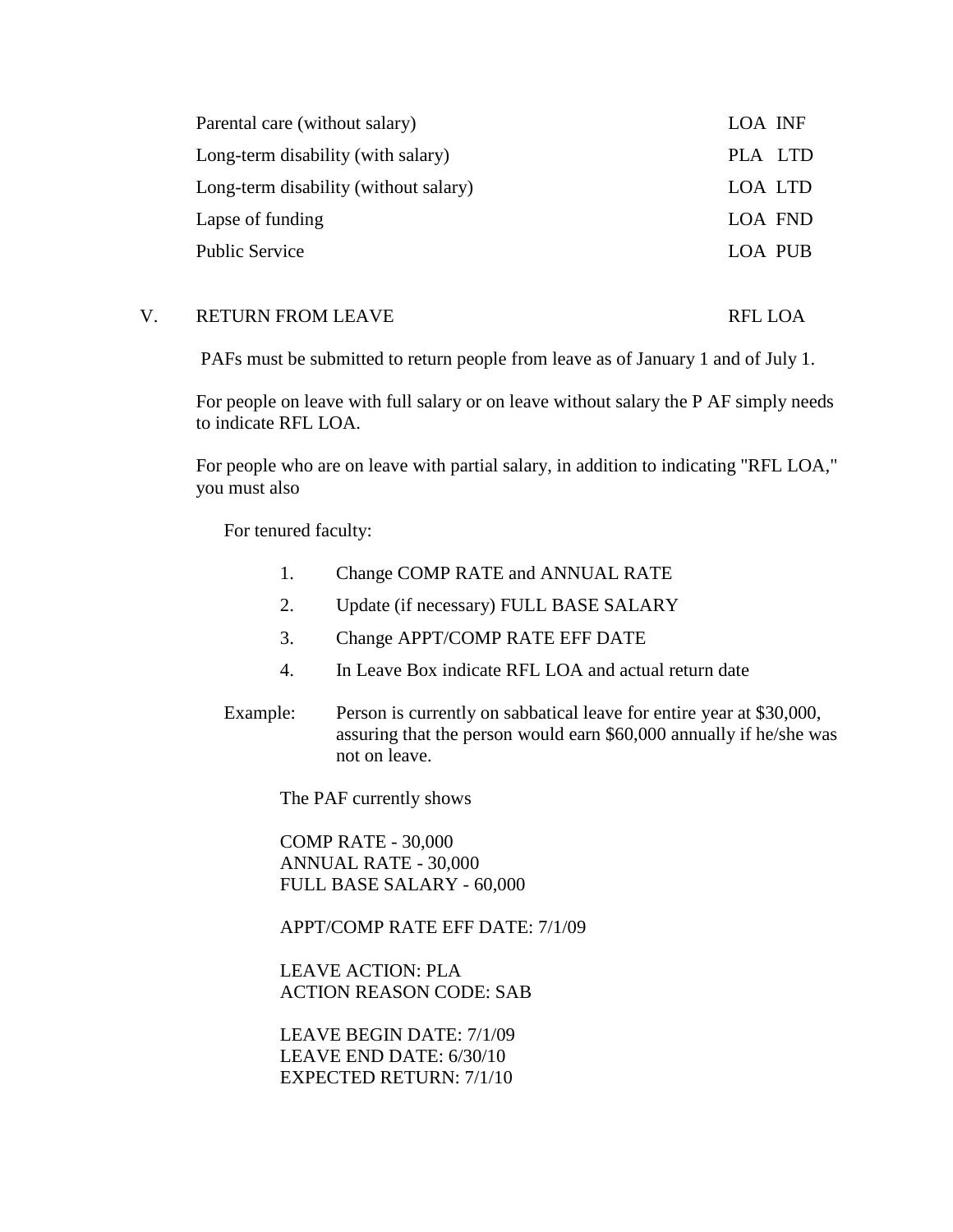| | |
|---|---|
| Parental care (without salary) | LOA INF |
| Long-term disability (with salary) | PLA LTD |
| Long-term disability (without salary) | LOA LTD |
| Lapse of funding | LOA FND |
| Public Service | LOA PUB |

## V. RETURN FROM LEAVE — RFL LOA

PAFs must be submitted to return people from leave as of January 1 and of July 1.

For people on leave with full salary or on leave without salary the P AF simply needs to indicate RFL LOA.

For people who are on leave with partial salary, in addition to indicating "RFL LOA," you must also

For tenured faculty:

1. Change COMP RATE and ANNUAL RATE
2. Update (if necessary) FULL BASE SALARY
3. Change APPT/COMP RATE EFF DATE
4. In Leave Box indicate RFL LOA and actual return date

Example: Person is currently on sabbatical leave for entire year at $30,000, assuring that the person would earn $60,000 annually if he/she was not on leave.

The PAF currently shows

COMP RATE - 30,000  
ANNUAL RATE - 30,000  
FULL BASE SALARY - 60,000

APPT/COMP RATE EFF DATE: 7/1/09

LEAVE ACTION: PLA  
ACTION REASON CODE: SAB

LEAVE BEGIN DATE: 7/1/09  
LEAVE END DATE: 6/30/10  
EXPECTED RETURN: 7/1/10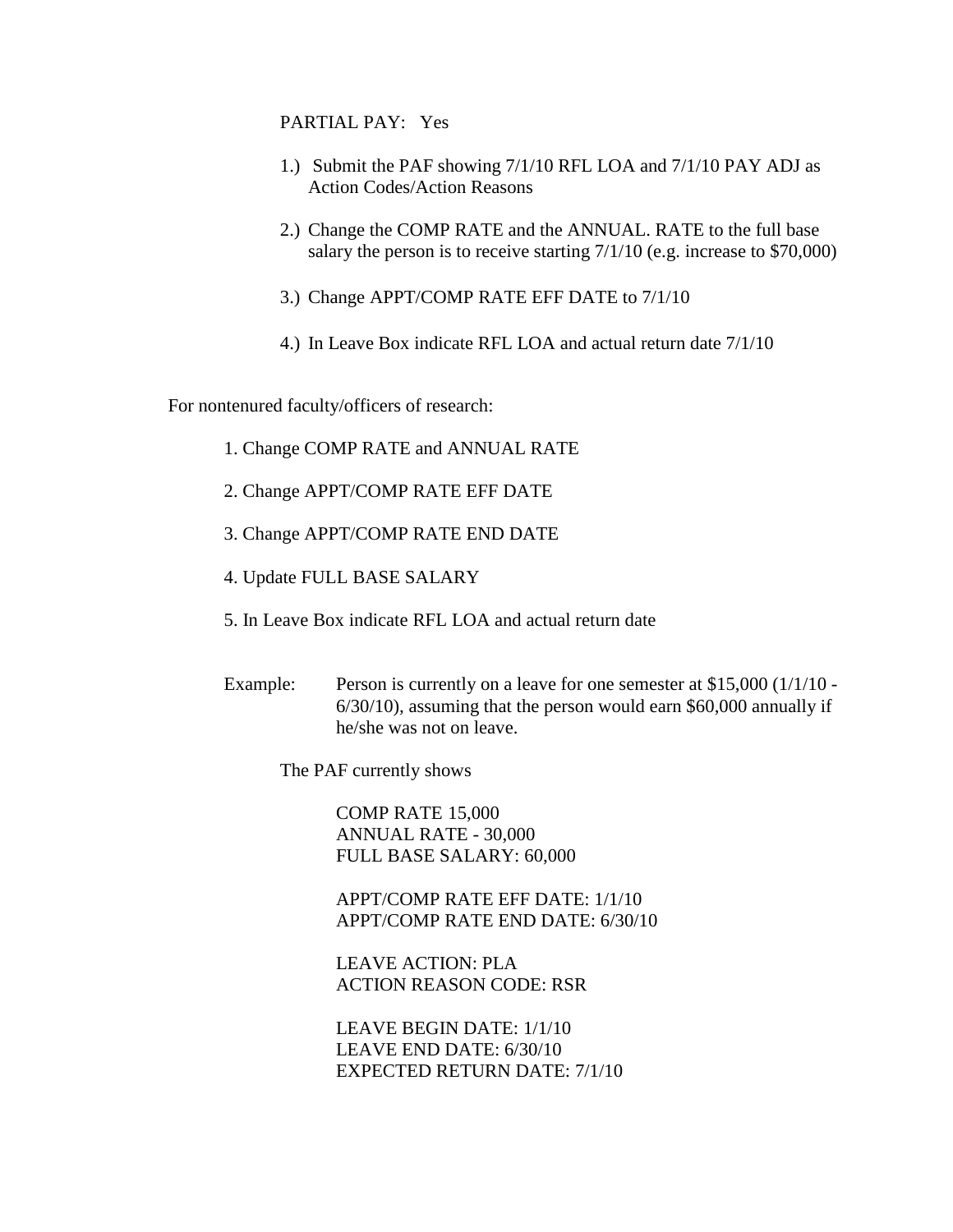PARTIAL PAY: Yes

1.) Submit the PAF showing 7/1/10 RFL LOA and 7/1/10 PAY ADJ as Action Codes/Action Reasons

2.) Change the COMP RATE and the ANNUAL. RATE to the full base salary the person is to receive starting 7/1/10 (e.g. increase to $70,000)

3.) Change APPT/COMP RATE EFF DATE to 7/1/10

4.) In Leave Box indicate RFL LOA and actual return date 7/1/10

For nontenured faculty/officers of research:

1. Change COMP RATE and ANNUAL RATE
2. Change APPT/COMP RATE EFF DATE
3. Change APPT/COMP RATE END DATE
4. Update FULL BASE SALARY
5. In Leave Box indicate RFL LOA and actual return date

Example: Person is currently on a leave for one semester at $15,000 (1/1/10 - 6/30/10), assuming that the person would earn $60,000 annually if he/she was not on leave.

The PAF currently shows

COMP RATE 15,000
ANNUAL RATE - 30,000
FULL BASE SALARY: 60,000

APPT/COMP RATE EFF DATE: 1/1/10
APPT/COMP RATE END DATE: 6/30/10

LEAVE ACTION: PLA
ACTION REASON CODE: RSR

LEAVE BEGIN DATE: 1/1/10
LEAVE END DATE: 6/30/10
EXPECTED RETURN DATE: 7/1/10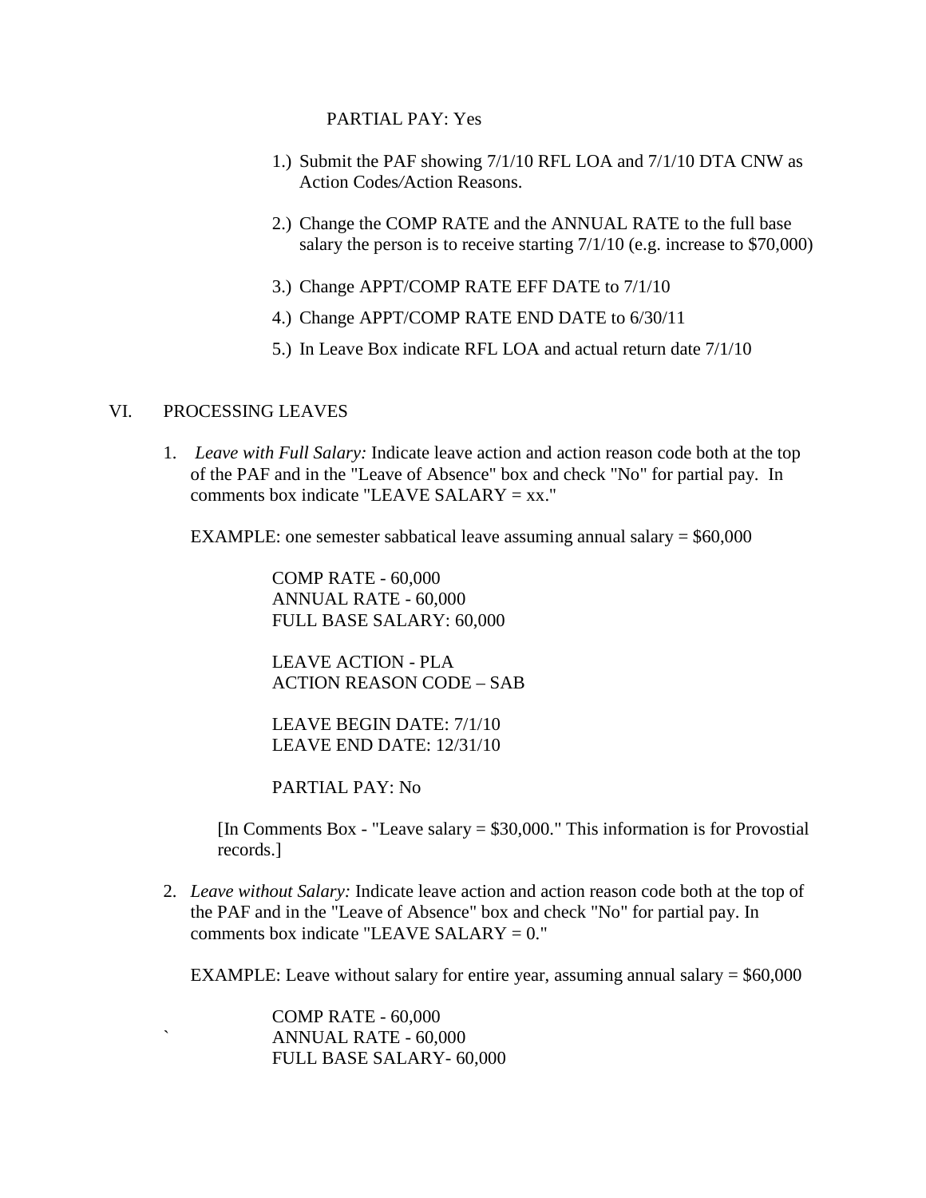PARTIAL PAY: Yes

1.) Submit the PAF showing 7/1/10 RFL LOA and 7/1/10 DTA CNW as Action Codes/Action Reasons.

2.) Change the COMP RATE and the ANNUAL RATE to the full base salary the person is to receive starting 7/1/10 (e.g. increase to $70,000)

3.) Change APPT/COMP RATE EFF DATE to 7/1/10

4.) Change APPT/COMP RATE END DATE to 6/30/11

5.) In Leave Box indicate RFL LOA and actual return date 7/1/10

## VI. PROCESSING LEAVES

1. *Leave with Full Salary:* Indicate leave action and action reason code both at the top of the PAF and in the "Leave of Absence" box and check "No" for partial pay. In comments box indicate "LEAVE SALARY = xx."

   EXAMPLE: one semester sabbatical leave assuming annual salary = $60,000

   COMP RATE - 60,000
   ANNUAL RATE - 60,000
   FULL BASE SALARY: 60,000

   LEAVE ACTION - PLA
   ACTION REASON CODE – SAB

   LEAVE BEGIN DATE: 7/1/10
   LEAVE END DATE: 12/31/10

   PARTIAL PAY: No

   [In Comments Box - "Leave salary = $30,000." This information is for Provostial records.]

2. *Leave without Salary:* Indicate leave action and action reason code both at the top of the PAF and in the "Leave of Absence" box and check "No" for partial pay. In comments box indicate "LEAVE SALARY = 0."

   EXAMPLE: Leave without salary for entire year, assuming annual salary = $60,000

   COMP RATE - 60,000
   ANNUAL RATE - 60,000
   FULL BASE SALARY- 60,000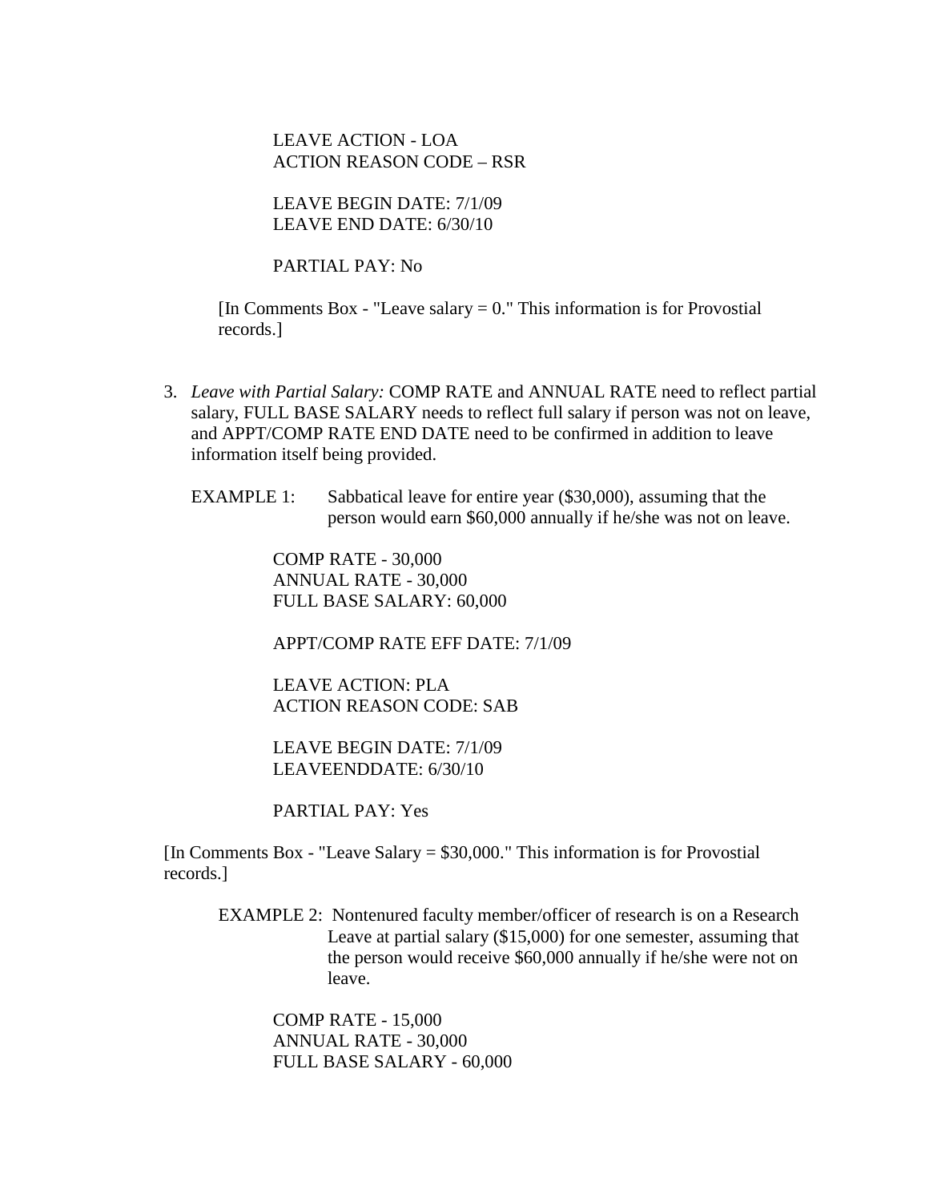LEAVE ACTION - LOA
ACTION REASON CODE – RSR

LEAVE BEGIN DATE: 7/1/09
LEAVE END DATE: 6/30/10

PARTIAL PAY: No

[In Comments Box - "Leave salary = 0." This information is for Provostial records.]

3. *Leave with Partial Salary:* COMP RATE and ANNUAL RATE need to reflect partial salary, FULL BASE SALARY needs to reflect full salary if person was not on leave, and APPT/COMP RATE END DATE need to be confirmed in addition to leave information itself being provided.

   EXAMPLE 1: Sabbatical leave for entire year ($30,000), assuming that the person would earn $60,000 annually if he/she was not on leave.

   COMP RATE - 30,000
   ANNUAL RATE - 30,000
   FULL BASE SALARY: 60,000

   APPT/COMP RATE EFF DATE: 7/1/09

   LEAVE ACTION: PLA
   ACTION REASON CODE: SAB

   LEAVE BEGIN DATE: 7/1/09
   LEAVEENDDATE: 6/30/10

   PARTIAL PAY: Yes

[In Comments Box - "Leave Salary = $30,000." This information is for Provostial records.]

EXAMPLE 2: Nontenured faculty member/officer of research is on a Research Leave at partial salary ($15,000) for one semester, assuming that the person would receive $60,000 annually if he/she were not on leave.

COMP RATE - 15,000
ANNUAL RATE - 30,000
FULL BASE SALARY - 60,000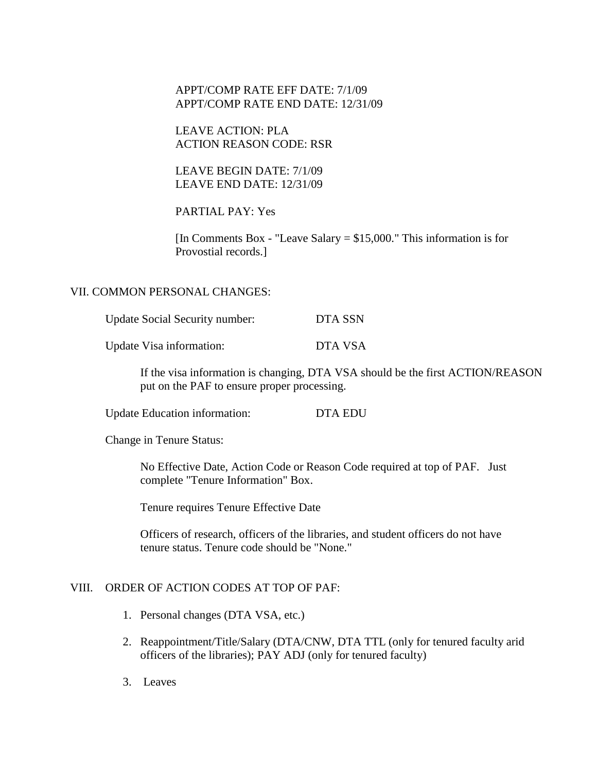APPT/COMP RATE EFF DATE: 7/1/09
APPT/COMP RATE END DATE: 12/31/09

LEAVE ACTION: PLA
ACTION REASON CODE: RSR

LEAVE BEGIN DATE: 7/1/09
LEAVE END DATE: 12/31/09

PARTIAL PAY: Yes

[In Comments Box - "Leave Salary = $15,000." This information is for Provostial records.]

## VII. COMMON PERSONAL CHANGES:

Update Social Security number: DTA SSN

Update Visa information: DTA VSA

If the visa information is changing, DTA VSA should be the first ACTION/REASON put on the PAF to ensure proper processing.

Update Education information: DTA EDU

Change in Tenure Status:

No Effective Date, Action Code or Reason Code required at top of PAF. Just complete "Tenure Information" Box.

Tenure requires Tenure Effective Date

Officers of research, officers of the libraries, and student officers do not have tenure status. Tenure code should be "None."

## VIII. ORDER OF ACTION CODES AT TOP OF PAF:

1. Personal changes (DTA VSA, etc.)
2. Reappointment/Title/Salary (DTA/CNW, DTA TTL (only for tenured faculty arid officers of the libraries); PAY ADJ (only for tenured faculty)
3. Leaves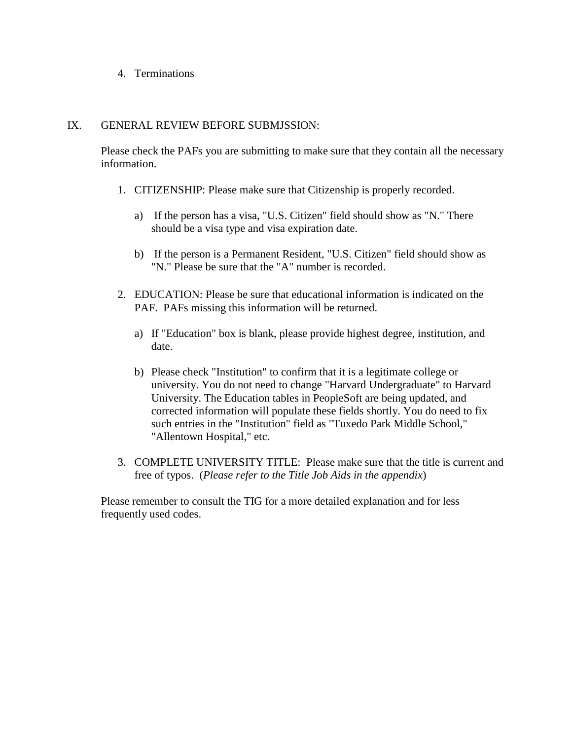4. Terminations

## IX. GENERAL REVIEW BEFORE SUBMJSSION:

Please check the PAFs you are submitting to make sure that they contain all the necessary information.

1. CITIZENSHIP: Please make sure that Citizenship is properly recorded.

   a) If the person has a visa, "U.S. Citizen" field should show as "N." There should be a visa type and visa expiration date.

   b) If the person is a Permanent Resident, "U.S. Citizen" field should show as "N." Please be sure that the "A" number is recorded.

2. EDUCATION: Please be sure that educational information is indicated on the PAF. PAFs missing this information will be returned.

   a) If "Education" box is blank, please provide highest degree, institution, and date.

   b) Please check "Institution" to confirm that it is a legitimate college or university. You do not need to change "Harvard Undergraduate" to Harvard University. The Education tables in PeopleSoft are being updated, and corrected information will populate these fields shortly. You do need to fix such entries in the "Institution" field as "Tuxedo Park Middle School," "Allentown Hospital," etc.

3. COMPLETE UNIVERSITY TITLE: Please make sure that the title is current and free of typos. (*Please refer to the Title Job Aids in the appendix*)

Please remember to consult the TIG for a more detailed explanation and for less frequently used codes.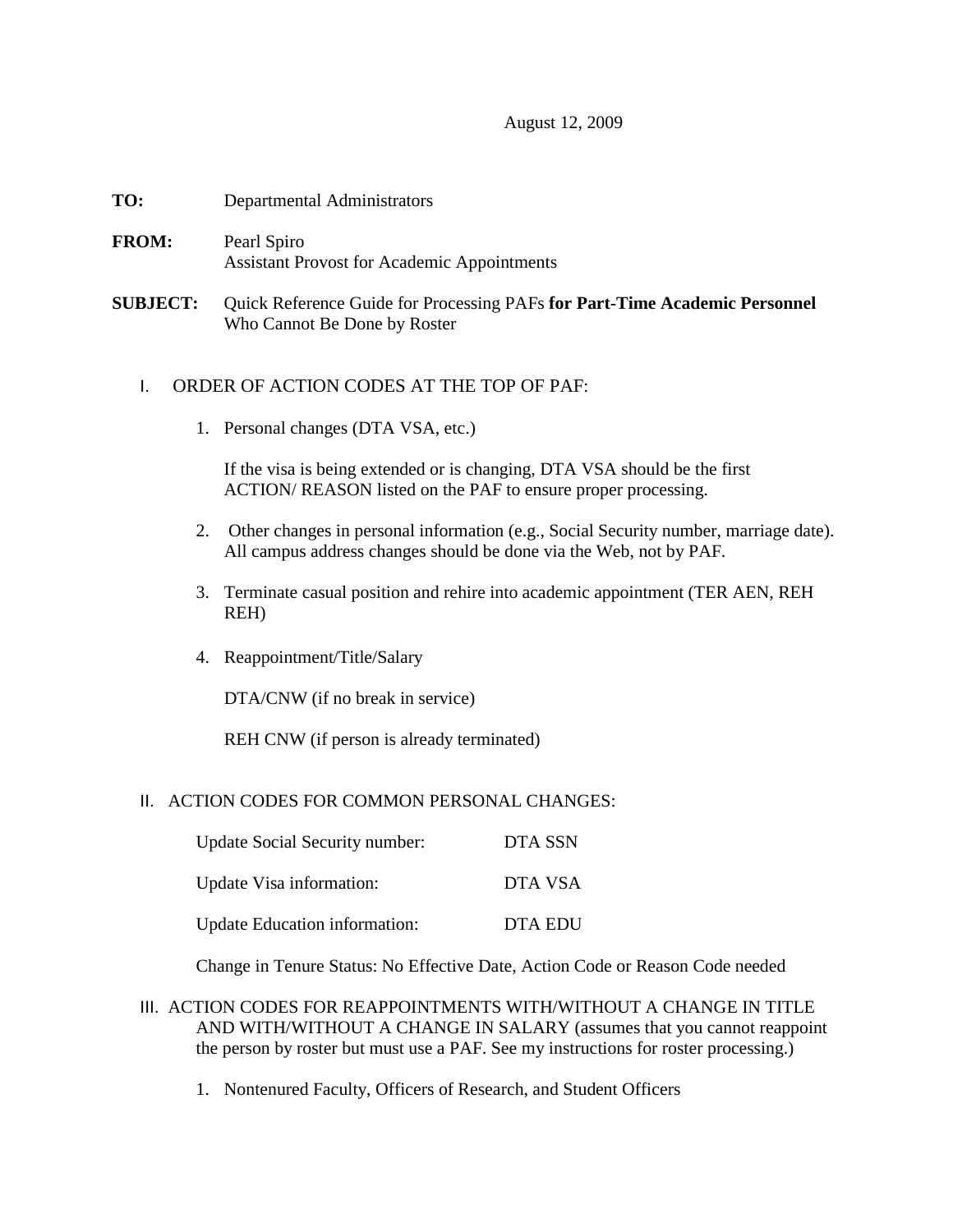August 12, 2009

**TO:** Departmental Administrators

**FROM:** Pearl Spiro
Assistant Provost for Academic Appointments

**SUBJECT:** Quick Reference Guide for Processing PAFs **for Part-Time Academic Personnel** Who Cannot Be Done by Roster

I. ORDER OF ACTION CODES AT THE TOP OF PAF:

1. Personal changes (DTA VSA, etc.)

   If the visa is being extended or is changing, DTA VSA should be the first ACTION/ REASON listed on the PAF to ensure proper processing.

2. Other changes in personal information (e.g., Social Security number, marriage date). All campus address changes should be done via the Web, not by PAF.

3. Terminate casual position and rehire into academic appointment (TER AEN, REH REH)

4. Reappointment/Title/Salary

   DTA/CNW (if no break in service)

   REH CNW (if person is already terminated)

II. ACTION CODES FOR COMMON PERSONAL CHANGES:

| | |
|---|---|
| Update Social Security number: | DTA SSN |
| Update Visa information: | DTA VSA |
| Update Education information: | DTA EDU |

Change in Tenure Status: No Effective Date, Action Code or Reason Code needed

III. ACTION CODES FOR REAPPOINTMENTS WITH/WITHOUT A CHANGE IN TITLE AND WITH/WITHOUT A CHANGE IN SALARY (assumes that you cannot reappoint the person by roster but must use a PAF. See my instructions for roster processing.)

1. Nontenured Faculty, Officers of Research, and Student Officers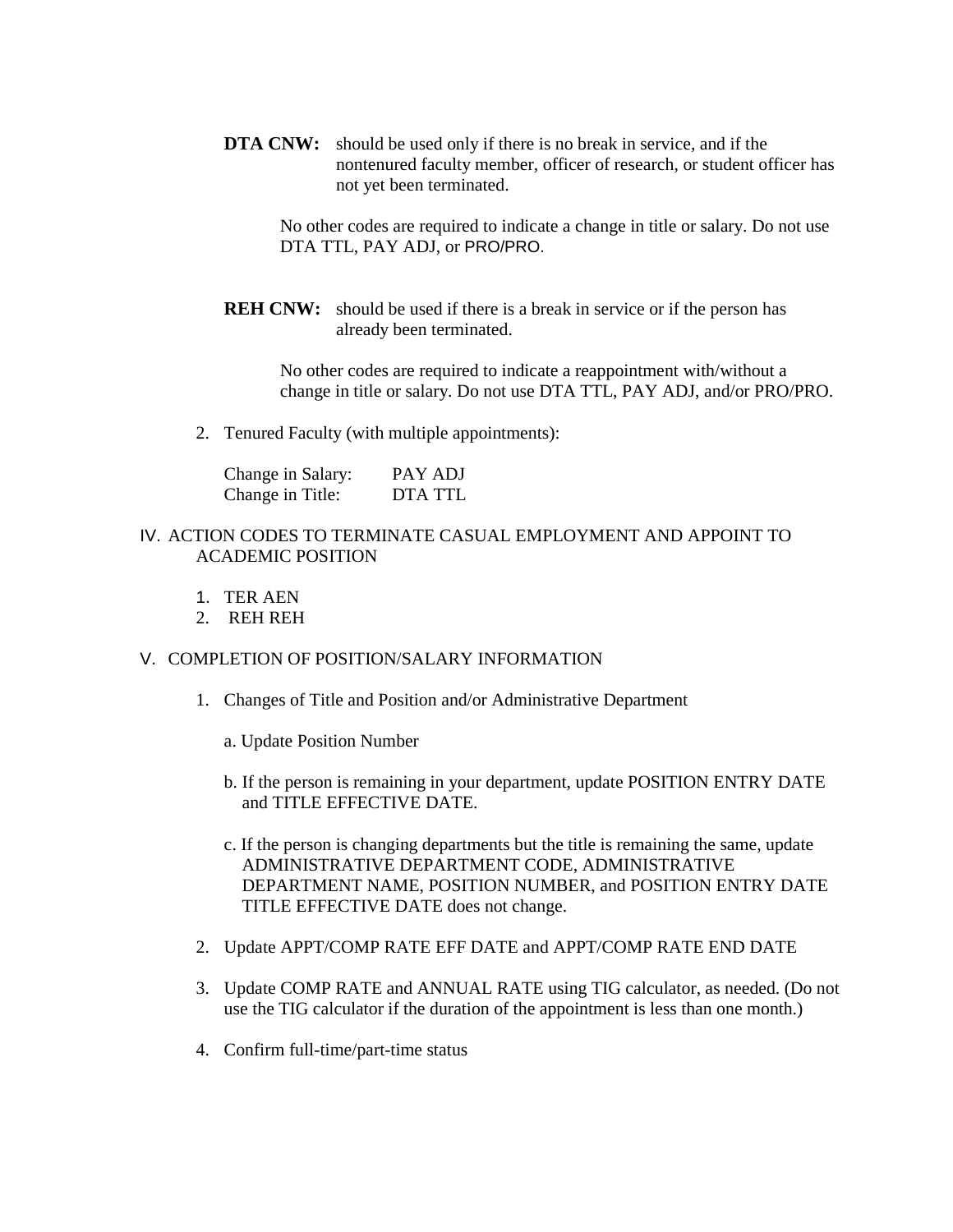**DTA CNW:** should be used only if there is no break in service, and if the nontenured faculty member, officer of research, or student officer has not yet been terminated.

No other codes are required to indicate a change in title or salary. Do not use DTA TTL, PAY ADJ, or PRO/PRO.

**REH CNW:** should be used if there is a break in service or if the person has already been terminated.

No other codes are required to indicate a reappointment with/without a change in title or salary. Do not use DTA TTL, PAY ADJ, and/or PRO/PRO.

2. Tenured Faculty (with multiple appointments):

   Change in Salary: PAY ADJ
   Change in Title: DTA TTL

IV. ACTION CODES TO TERMINATE CASUAL EMPLOYMENT AND APPOINT TO ACADEMIC POSITION

1. TER AEN
2. REH REH

V. COMPLETION OF POSITION/SALARY INFORMATION

1. Changes of Title and Position and/or Administrative Department

   a. Update Position Number

   b. If the person is remaining in your department, update POSITION ENTRY DATE and TITLE EFFECTIVE DATE.

   c. If the person is changing departments but the title is remaining the same, update ADMINISTRATIVE DEPARTMENT CODE, ADMINISTRATIVE DEPARTMENT NAME, POSITION NUMBER, and POSITION ENTRY DATE TITLE EFFECTIVE DATE does not change.

2. Update APPT/COMP RATE EFF DATE and APPT/COMP RATE END DATE

3. Update COMP RATE and ANNUAL RATE using TIG calculator, as needed. (Do not use the TIG calculator if the duration of the appointment is less than one month.)

4. Confirm full-time/part-time status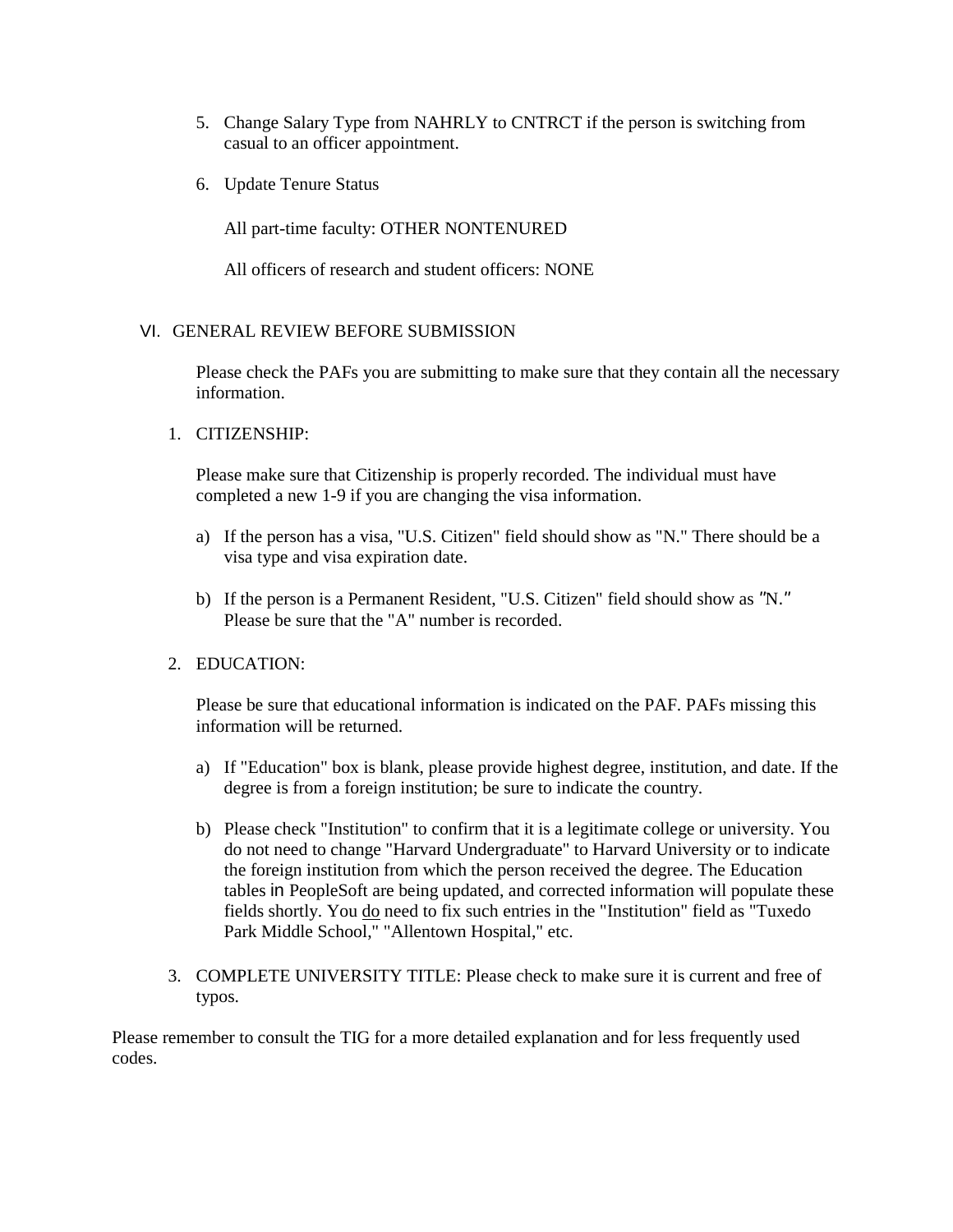5. Change Salary Type from NAHRLY to CNTRCT if the person is switching from casual to an officer appointment.

6. Update Tenure Status

   All part-time faculty: OTHER NONTENURED

   All officers of research and student officers: NONE

## VI. GENERAL REVIEW BEFORE SUBMISSION

Please check the PAFs you are submitting to make sure that they contain all the necessary information.

1. CITIZENSHIP:

   Please make sure that Citizenship is properly recorded. The individual must have completed a new 1-9 if you are changing the visa information.

   a) If the person has a visa, "U.S. Citizen" field should show as "N." There should be a visa type and visa expiration date.

   b) If the person is a Permanent Resident, "U.S. Citizen" field should show as "N." Please be sure that the "A" number is recorded.

2. EDUCATION:

   Please be sure that educational information is indicated on the PAF. PAFs missing this information will be returned.

   a) If "Education" box is blank, please provide highest degree, institution, and date. If the degree is from a foreign institution; be sure to indicate the country.

   b) Please check "Institution" to confirm that it is a legitimate college or university. You do not need to change "Harvard Undergraduate" to Harvard University or to indicate the foreign institution from which the person received the degree. The Education tables in PeopleSoft are being updated, and corrected information will populate these fields shortly. You <u>do</u> need to fix such entries in the "Institution" field as "Tuxedo Park Middle School," "Allentown Hospital," etc.

3. COMPLETE UNIVERSITY TITLE: Please check to make sure it is current and free of typos.

Please remember to consult the TIG for a more detailed explanation and for less frequently used codes.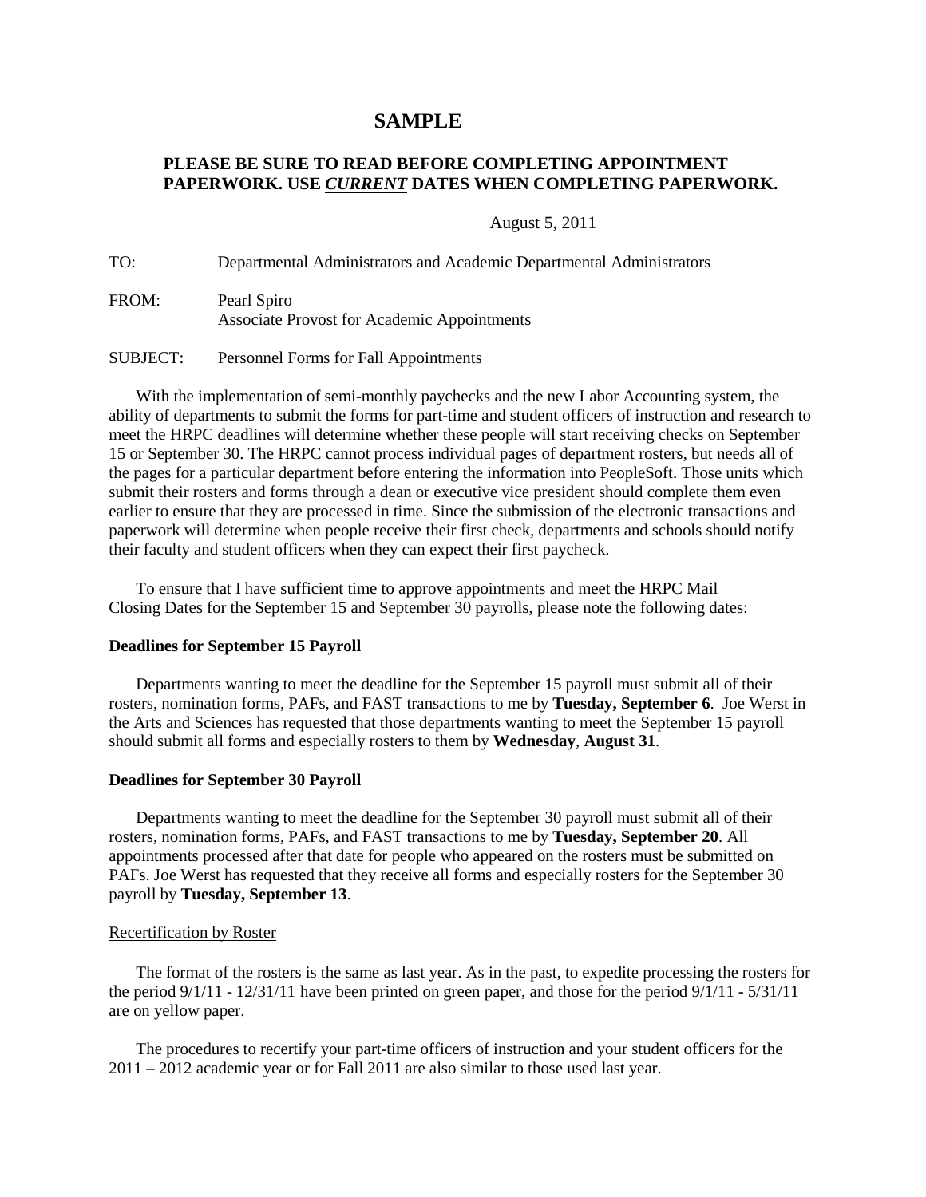# SAMPLE

**PLEASE BE SURE TO READ BEFORE COMPLETING APPOINTMENT PAPERWORK. USE *CURRENT* DATES WHEN COMPLETING PAPERWORK.**

August 5, 2011

TO: Departmental Administrators and Academic Departmental Administrators

FROM: Pearl Spiro
Associate Provost for Academic Appointments

SUBJECT: Personnel Forms for Fall Appointments

With the implementation of semi-monthly paychecks and the new Labor Accounting system, the ability of departments to submit the forms for part-time and student officers of instruction and research to meet the HRPC deadlines will determine whether these people will start receiving checks on September 15 or September 30. The HRPC cannot process individual pages of department rosters, but needs all of the pages for a particular department before entering the information into PeopleSoft. Those units which submit their rosters and forms through a dean or executive vice president should complete them even earlier to ensure that they are processed in time. Since the submission of the electronic transactions and paperwork will determine when people receive their first check, departments and schools should notify their faculty and student officers when they can expect their first paycheck.

To ensure that I have sufficient time to approve appointments and meet the HRPC Mail Closing Dates for the September 15 and September 30 payrolls, please note the following dates:

**Deadlines for September 15 Payroll**

Departments wanting to meet the deadline for the September 15 payroll must submit all of their rosters, nomination forms, PAFs, and FAST transactions to me by **Tuesday, September 6**. Joe Werst in the Arts and Sciences has requested that those departments wanting to meet the September 15 payroll should submit all forms and especially rosters to them by **Wednesday**, **August 31**.

**Deadlines for September 30 Payroll**

Departments wanting to meet the deadline for the September 30 payroll must submit all of their rosters, nomination forms, PAFs, and FAST transactions to me by **Tuesday, September 20**. All appointments processed after that date for people who appeared on the rosters must be submitted on PAFs. Joe Werst has requested that they receive all forms and especially rosters for the September 30 payroll by **Tuesday, September 13**.

<u>Recertification by Roster</u>

The format of the rosters is the same as last year. As in the past, to expedite processing the rosters for the period 9/1/11 - 12/31/11 have been printed on green paper, and those for the period 9/1/11 - 5/31/11 are on yellow paper.

The procedures to recertify your part-time officers of instruction and your student officers for the 2011 – 2012 academic year or for Fall 2011 are also similar to those used last year.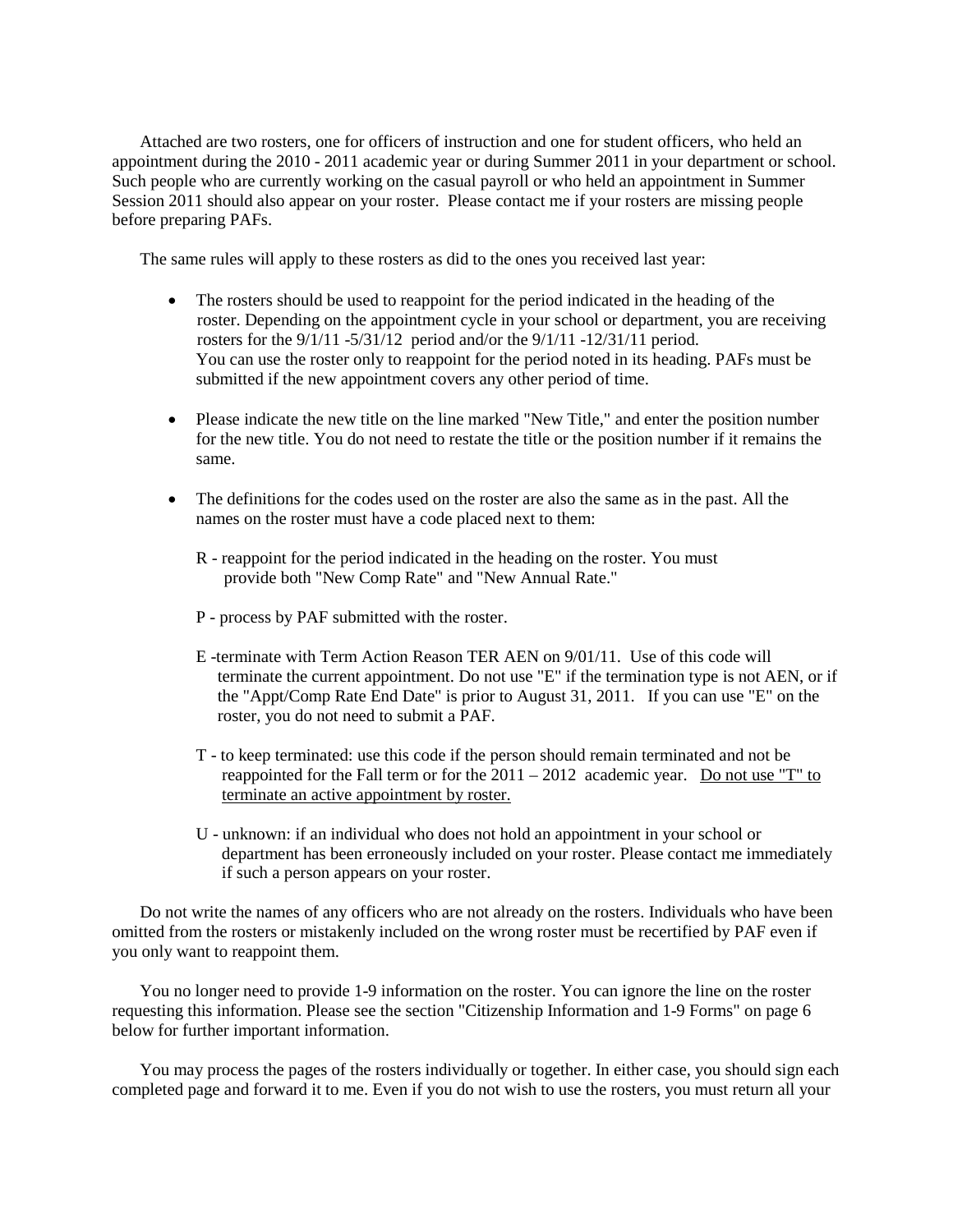Attached are two rosters, one for officers of instruction and one for student officers, who held an appointment during the 2010 - 2011 academic year or during Summer 2011 in your department or school. Such people who are currently working on the casual payroll or who held an appointment in Summer Session 2011 should also appear on your roster. Please contact me if your rosters are missing people before preparing PAFs.

The same rules will apply to these rosters as did to the ones you received last year:

- The rosters should be used to reappoint for the period indicated in the heading of the roster. Depending on the appointment cycle in your school or department, you are receiving rosters for the 9/1/11 -5/31/12 period and/or the 9/1/11 -12/31/11 period. You can use the roster only to reappoint for the period noted in its heading. PAFs must be submitted if the new appointment covers any other period of time.

- Please indicate the new title on the line marked "New Title," and enter the position number for the new title. You do not need to restate the title or the position number if it remains the same.

- The definitions for the codes used on the roster are also the same as in the past. All the names on the roster must have a code placed next to them:

  R - reappoint for the period indicated in the heading on the roster. You must provide both "New Comp Rate" and "New Annual Rate."

  P - process by PAF submitted with the roster.

  E -terminate with Term Action Reason TER AEN on 9/01/11. Use of this code will terminate the current appointment. Do not use "E" if the termination type is not AEN, or if the "Appt/Comp Rate End Date" is prior to August 31, 2011. If you can use "E" on the roster, you do not need to submit a PAF.

  T - to keep terminated: use this code if the person should remain terminated and not be reappointed for the Fall term or for the 2011 – 2012 academic year. <u>Do not use "T" to terminate an active appointment by roster.</u>

  U - unknown: if an individual who does not hold an appointment in your school or department has been erroneously included on your roster. Please contact me immediately if such a person appears on your roster.

Do not write the names of any officers who are not already on the rosters. Individuals who have been omitted from the rosters or mistakenly included on the wrong roster must be recertified by PAF even if you only want to reappoint them.

You no longer need to provide 1-9 information on the roster. You can ignore the line on the roster requesting this information. Please see the section "Citizenship Information and 1-9 Forms" on page 6 below for further important information.

You may process the pages of the rosters individually or together. In either case, you should sign each completed page and forward it to me. Even if you do not wish to use the rosters, you must return all your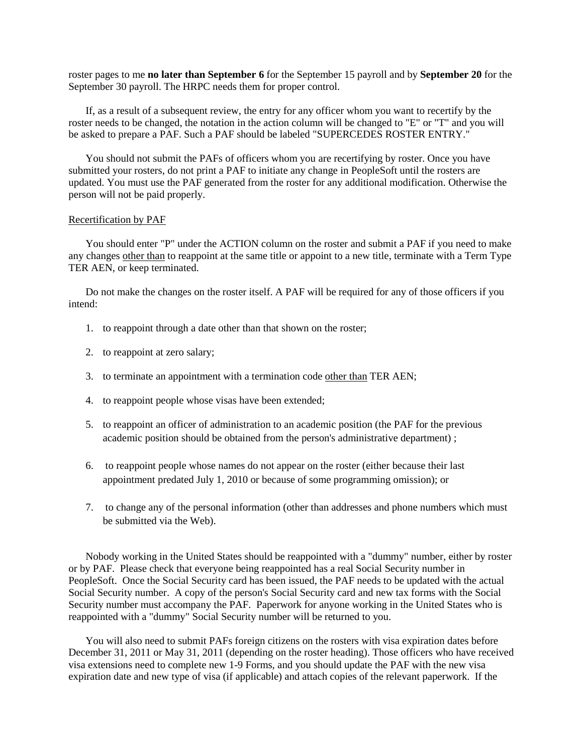roster pages to me **no later than September 6** for the September 15 payroll and by **September 20** for the September 30 payroll. The HRPC needs them for proper control.

If, as a result of a subsequent review, the entry for any officer whom you want to recertify by the roster needs to be changed, the notation in the action column will be changed to "E" or "T" and you will be asked to prepare a PAF. Such a PAF should be labeled "SUPERCEDES ROSTER ENTRY."

You should not submit the PAFs of officers whom you are recertifying by roster. Once you have submitted your rosters, do not print a PAF to initiate any change in PeopleSoft until the rosters are updated. You must use the PAF generated from the roster for any additional modification. Otherwise the person will not be paid properly.

Recertification by PAF

You should enter "P" under the ACTION column on the roster and submit a PAF if you need to make any changes other than to reappoint at the same title or appoint to a new title, terminate with a Term Type TER AEN, or keep terminated.

Do not make the changes on the roster itself. A PAF will be required for any of those officers if you intend:

1. to reappoint through a date other than that shown on the roster;
2. to reappoint at zero salary;
3. to terminate an appointment with a termination code other than TER AEN;
4. to reappoint people whose visas have been extended;
5. to reappoint an officer of administration to an academic position (the PAF for the previous academic position should be obtained from the person's administrative department) ;
6. to reappoint people whose names do not appear on the roster (either because their last appointment predated July 1, 2010 or because of some programming omission); or
7. to change any of the personal information (other than addresses and phone numbers which must be submitted via the Web).

Nobody working in the United States should be reappointed with a "dummy" number, either by roster or by PAF. Please check that everyone being reappointed has a real Social Security number in PeopleSoft. Once the Social Security card has been issued, the PAF needs to be updated with the actual Social Security number. A copy of the person's Social Security card and new tax forms with the Social Security number must accompany the PAF. Paperwork for anyone working in the United States who is reappointed with a "dummy" Social Security number will be returned to you.

You will also need to submit PAFs foreign citizens on the rosters with visa expiration dates before December 31, 2011 or May 31, 2011 (depending on the roster heading). Those officers who have received visa extensions need to complete new 1-9 Forms, and you should update the PAF with the new visa expiration date and new type of visa (if applicable) and attach copies of the relevant paperwork. If the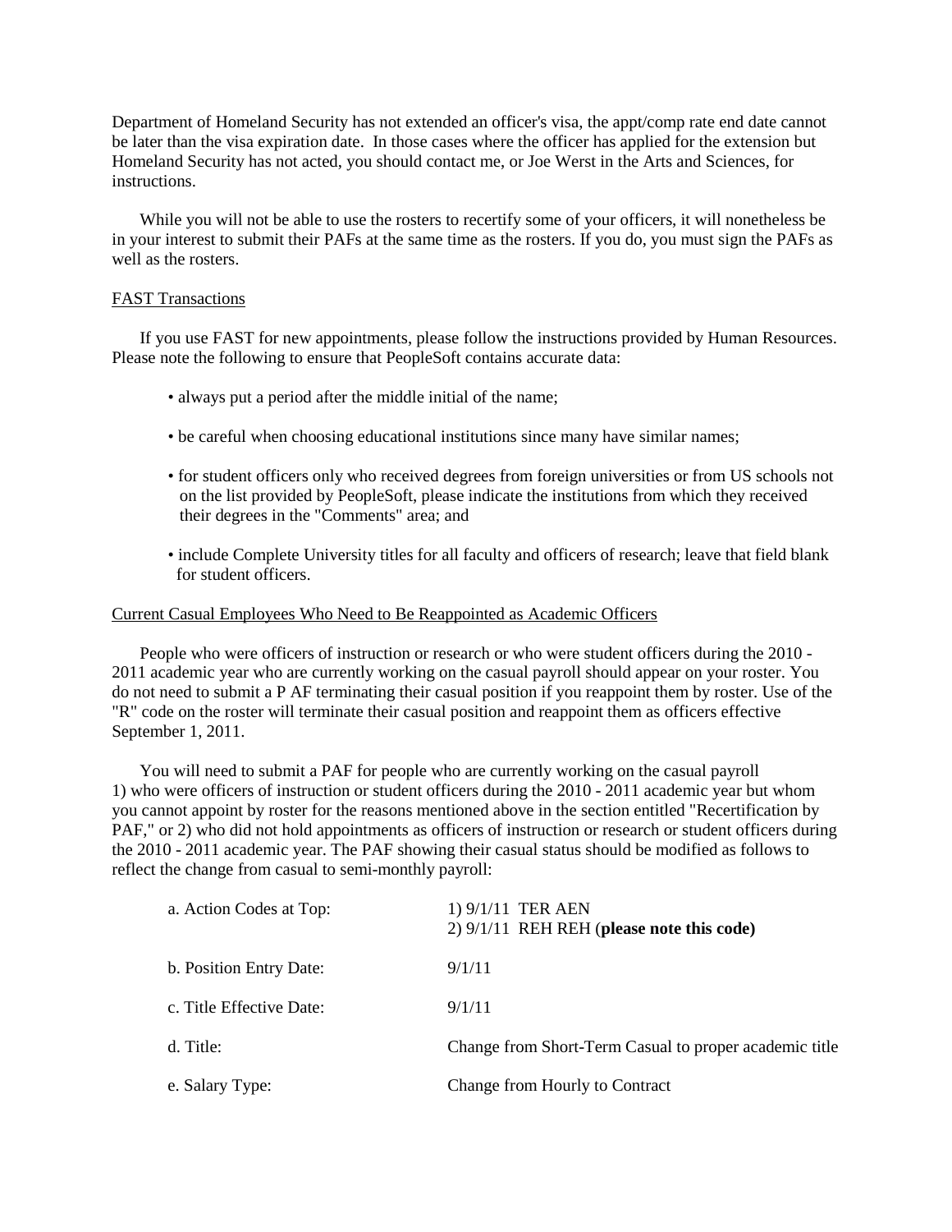Department of Homeland Security has not extended an officer's visa, the appt/comp rate end date cannot be later than the visa expiration date. In those cases where the officer has applied for the extension but Homeland Security has not acted, you should contact me, or Joe Werst in the Arts and Sciences, for instructions.

While you will not be able to use the rosters to recertify some of your officers, it will nonetheless be in your interest to submit their PAFs at the same time as the rosters. If you do, you must sign the PAFs as well as the rosters.

FAST Transactions

If you use FAST for new appointments, please follow the instructions provided by Human Resources. Please note the following to ensure that PeopleSoft contains accurate data:

- always put a period after the middle initial of the name;
- be careful when choosing educational institutions since many have similar names;
- for student officers only who received degrees from foreign universities or from US schools not on the list provided by PeopleSoft, please indicate the institutions from which they received their degrees in the "Comments" area; and
- include Complete University titles for all faculty and officers of research; leave that field blank for student officers.

Current Casual Employees Who Need to Be Reappointed as Academic Officers

People who were officers of instruction or research or who were student officers during the 2010 - 2011 academic year who are currently working on the casual payroll should appear on your roster. You do not need to submit a P AF terminating their casual position if you reappoint them by roster. Use of the "R" code on the roster will terminate their casual position and reappoint them as officers effective September 1, 2011.

You will need to submit a PAF for people who are currently working on the casual payroll 1) who were officers of instruction or student officers during the 2010 - 2011 academic year but whom you cannot appoint by roster for the reasons mentioned above in the section entitled "Recertification by PAF," or 2) who did not hold appointments as officers of instruction or research or student officers during the 2010 - 2011 academic year. The PAF showing their casual status should be modified as follows to reflect the change from casual to semi-monthly payroll:

| | |
|---|---|
| a. Action Codes at Top: | 1) 9/1/11 TER AEN<br>2) 9/1/11 REH REH (**please note this code)** |
| b. Position Entry Date: | 9/1/11 |
| c. Title Effective Date: | 9/1/11 |
| d. Title: | Change from Short-Term Casual to proper academic title |
| e. Salary Type: | Change from Hourly to Contract |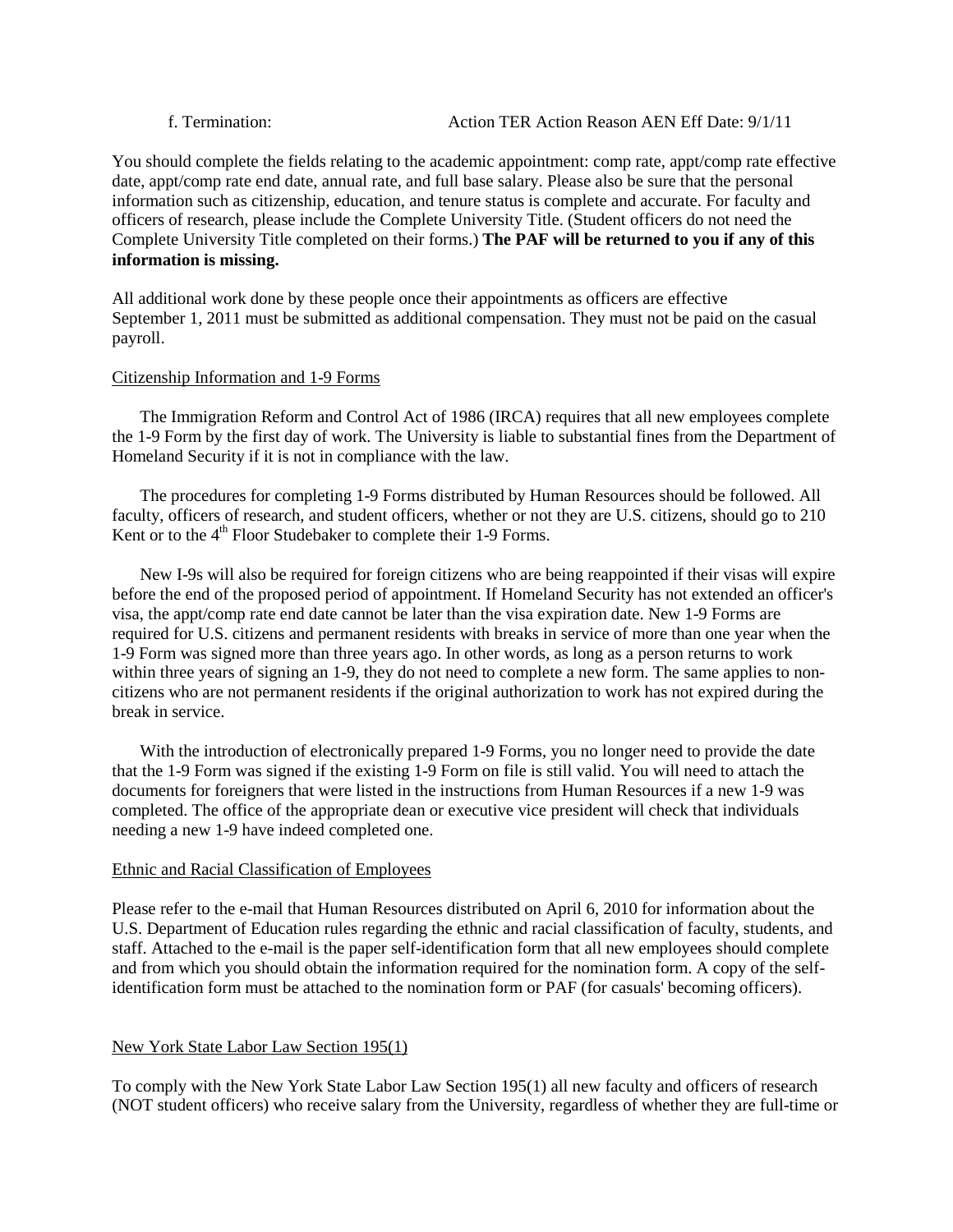f. Termination: Action TER Action Reason AEN Eff Date: 9/1/11

You should complete the fields relating to the academic appointment: comp rate, appt/comp rate effective date, appt/comp rate end date, annual rate, and full base salary. Please also be sure that the personal information such as citizenship, education, and tenure status is complete and accurate. For faculty and officers of research, please include the Complete University Title. (Student officers do not need the Complete University Title completed on their forms.) **The PAF will be returned to you if any of this information is missing.**

All additional work done by these people once their appointments as officers are effective September 1, 2011 must be submitted as additional compensation. They must not be paid on the casual payroll.

Citizenship Information and 1-9 Forms

The Immigration Reform and Control Act of 1986 (IRCA) requires that all new employees complete the 1-9 Form by the first day of work. The University is liable to substantial fines from the Department of Homeland Security if it is not in compliance with the law.

The procedures for completing 1-9 Forms distributed by Human Resources should be followed. All faculty, officers of research, and student officers, whether or not they are U.S. citizens, should go to 210 Kent or to the 4th Floor Studebaker to complete their 1-9 Forms.

New I-9s will also be required for foreign citizens who are being reappointed if their visas will expire before the end of the proposed period of appointment. If Homeland Security has not extended an officer's visa, the appt/comp rate end date cannot be later than the visa expiration date. New 1-9 Forms are required for U.S. citizens and permanent residents with breaks in service of more than one year when the 1-9 Form was signed more than three years ago. In other words, as long as a person returns to work within three years of signing an 1-9, they do not need to complete a new form. The same applies to non-citizens who are not permanent residents if the original authorization to work has not expired during the break in service.

With the introduction of electronically prepared 1-9 Forms, you no longer need to provide the date that the 1-9 Form was signed if the existing 1-9 Form on file is still valid. You will need to attach the documents for foreigners that were listed in the instructions from Human Resources if a new 1-9 was completed. The office of the appropriate dean or executive vice president will check that individuals needing a new 1-9 have indeed completed one.

Ethnic and Racial Classification of Employees

Please refer to the e-mail that Human Resources distributed on April 6, 2010 for information about the U.S. Department of Education rules regarding the ethnic and racial classification of faculty, students, and staff. Attached to the e-mail is the paper self-identification form that all new employees should complete and from which you should obtain the information required for the nomination form. A copy of the self-identification form must be attached to the nomination form or PAF (for casuals' becoming officers).

New York State Labor Law Section 195(1)

To comply with the New York State Labor Law Section 195(1) all new faculty and officers of research (NOT student officers) who receive salary from the University, regardless of whether they are full-time or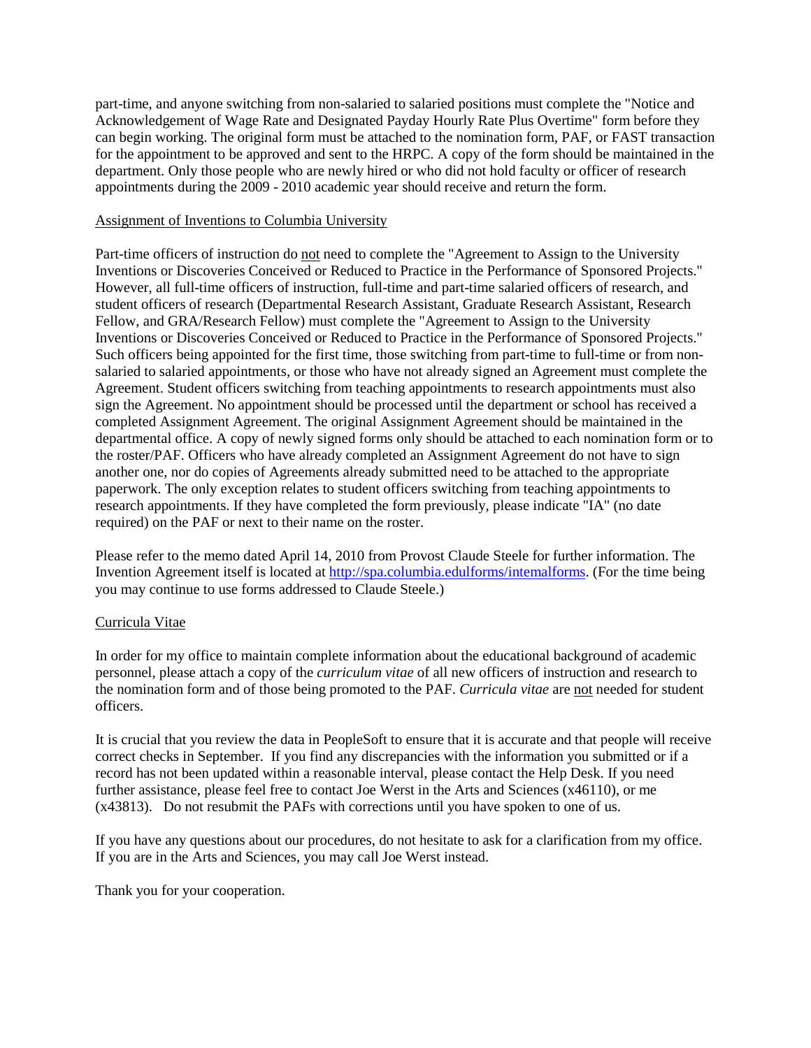part-time, and anyone switching from non-salaried to salaried positions must complete the "Notice and Acknowledgement of Wage Rate and Designated Payday Hourly Rate Plus Overtime" form before they can begin working. The original form must be attached to the nomination form, PAF, or FAST transaction for the appointment to be approved and sent to the HRPC. A copy of the form should be maintained in the department. Only those people who are newly hired or who did not hold faculty or officer of research appointments during the 2009 - 2010 academic year should receive and return the form.

Assignment of Inventions to Columbia University

Part-time officers of instruction do not need to complete the "Agreement to Assign to the University Inventions or Discoveries Conceived or Reduced to Practice in the Performance of Sponsored Projects." However, all full-time officers of instruction, full-time and part-time salaried officers of research, and student officers of research (Departmental Research Assistant, Graduate Research Assistant, Research Fellow, and GRA/Research Fellow) must complete the "Agreement to Assign to the University Inventions or Discoveries Conceived or Reduced to Practice in the Performance of Sponsored Projects." Such officers being appointed for the first time, those switching from part-time to full-time or from non-salaried to salaried appointments, or those who have not already signed an Agreement must complete the Agreement. Student officers switching from teaching appointments to research appointments must also sign the Agreement. No appointment should be processed until the department or school has received a completed Assignment Agreement. The original Assignment Agreement should be maintained in the departmental office. A copy of newly signed forms only should be attached to each nomination form or to the roster/PAF. Officers who have already completed an Assignment Agreement do not have to sign another one, nor do copies of Agreements already submitted need to be attached to the appropriate paperwork. The only exception relates to student officers switching from teaching appointments to research appointments. If they have completed the form previously, please indicate "IA" (no date required) on the PAF or next to their name on the roster.

Please refer to the memo dated April 14, 2010 from Provost Claude Steele for further information. The Invention Agreement itself is located at http://spa.columbia.edulforms/intemalforms. (For the time being you may continue to use forms addressed to Claude Steele.)

Curricula Vitae

In order for my office to maintain complete information about the educational background of academic personnel, please attach a copy of the *curriculum vitae* of all new officers of instruction and research to the nomination form and of those being promoted to the PAF. *Curricula vitae* are not needed for student officers.

It is crucial that you review the data in PeopleSoft to ensure that it is accurate and that people will receive correct checks in September. If you find any discrepancies with the information you submitted or if a record has not been updated within a reasonable interval, please contact the Help Desk. If you need further assistance, please feel free to contact Joe Werst in the Arts and Sciences (x46110), or me (x43813). Do not resubmit the PAFs with corrections until you have spoken to one of us.

If you have any questions about our procedures, do not hesitate to ask for a clarification from my office. If you are in the Arts and Sciences, you may call Joe Werst instead.

Thank you for your cooperation.